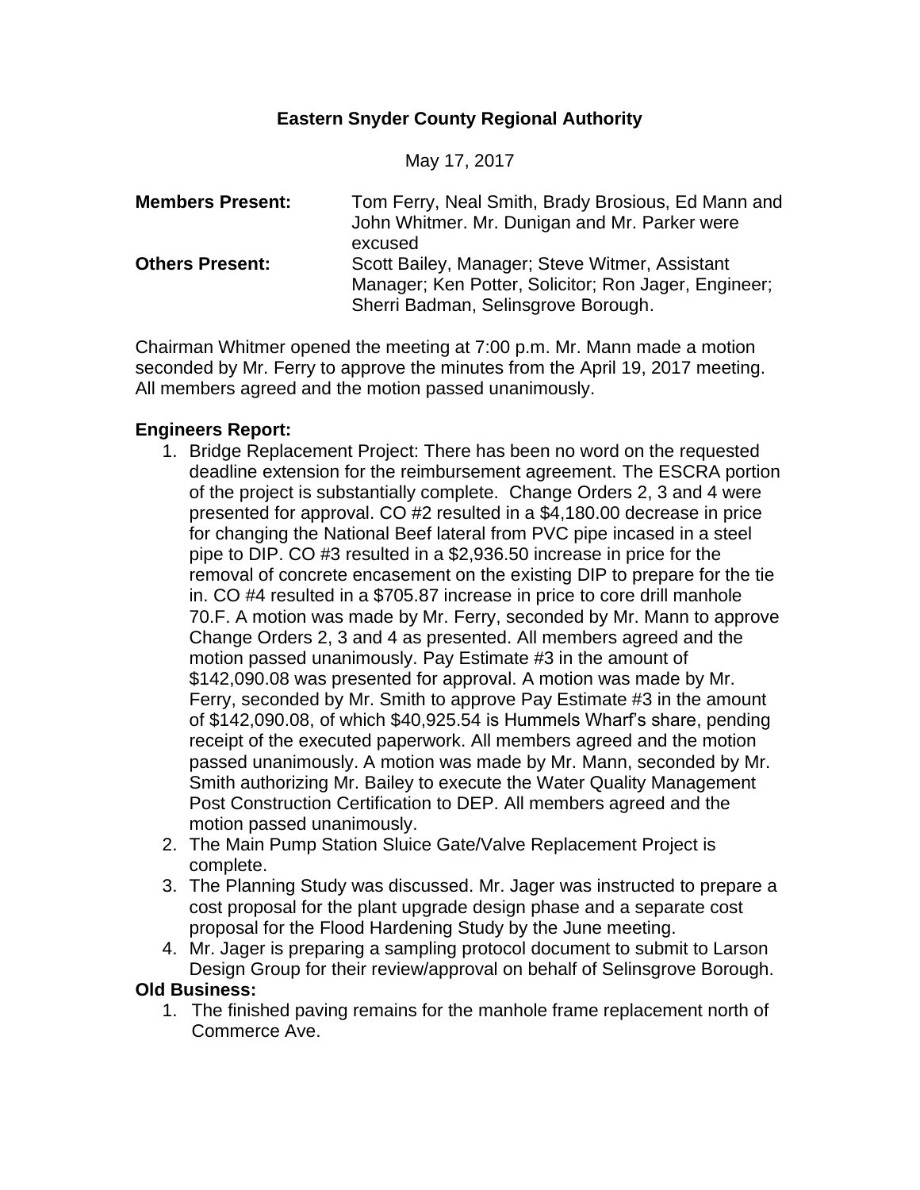**Eastern Snyder County Regional Authority**

May 17, 2017

**Members Present:** Tom Ferry, Neal Smith, Brady Brosious, Ed Mann and John Whitmer. Mr. Dunigan and Mr. Parker were excused

**Others Present:** Scott Bailey, Manager; Steve Witmer, Assistant Manager; Ken Potter, Solicitor; Ron Jager, Engineer; Sherri Badman, Selinsgrove Borough.

Chairman Whitmer opened the meeting at 7:00 p.m. Mr. Mann made a motion seconded by Mr. Ferry to approve the minutes from the April 19, 2017 meeting. All members agreed and the motion passed unanimously.

**Engineers Report:**

1. Bridge Replacement Project: There has been no word on the requested deadline extension for the reimbursement agreement. The ESCRA portion of the project is substantially complete. Change Orders 2, 3 and 4 were presented for approval. CO #2 resulted in a $4,180.00 decrease in price for changing the National Beef lateral from PVC pipe incased in a steel pipe to DIP. CO #3 resulted in a $2,936.50 increase in price for the removal of concrete encasement on the existing DIP to prepare for the tie in. CO #4 resulted in a $705.87 increase in price to core drill manhole 70.F. A motion was made by Mr. Ferry, seconded by Mr. Mann to approve Change Orders 2, 3 and 4 as presented. All members agreed and the motion passed unanimously. Pay Estimate #3 in the amount of $142,090.08 was presented for approval. A motion was made by Mr. Ferry, seconded by Mr. Smith to approve Pay Estimate #3 in the amount of $142,090.08, of which $40,925.54 is Hummels Wharf's share, pending receipt of the executed paperwork. All members agreed and the motion passed unanimously. A motion was made by Mr. Mann, seconded by Mr. Smith authorizing Mr. Bailey to execute the Water Quality Management Post Construction Certification to DEP. All members agreed and the motion passed unanimously.
2. The Main Pump Station Sluice Gate/Valve Replacement Project is complete.
3. The Planning Study was discussed. Mr. Jager was instructed to prepare a cost proposal for the plant upgrade design phase and a separate cost proposal for the Flood Hardening Study by the June meeting.
4. Mr. Jager is preparing a sampling protocol document to submit to Larson Design Group for their review/approval on behalf of Selinsgrove Borough.

**Old Business:**

1. The finished paving remains for the manhole frame replacement north of Commerce Ave.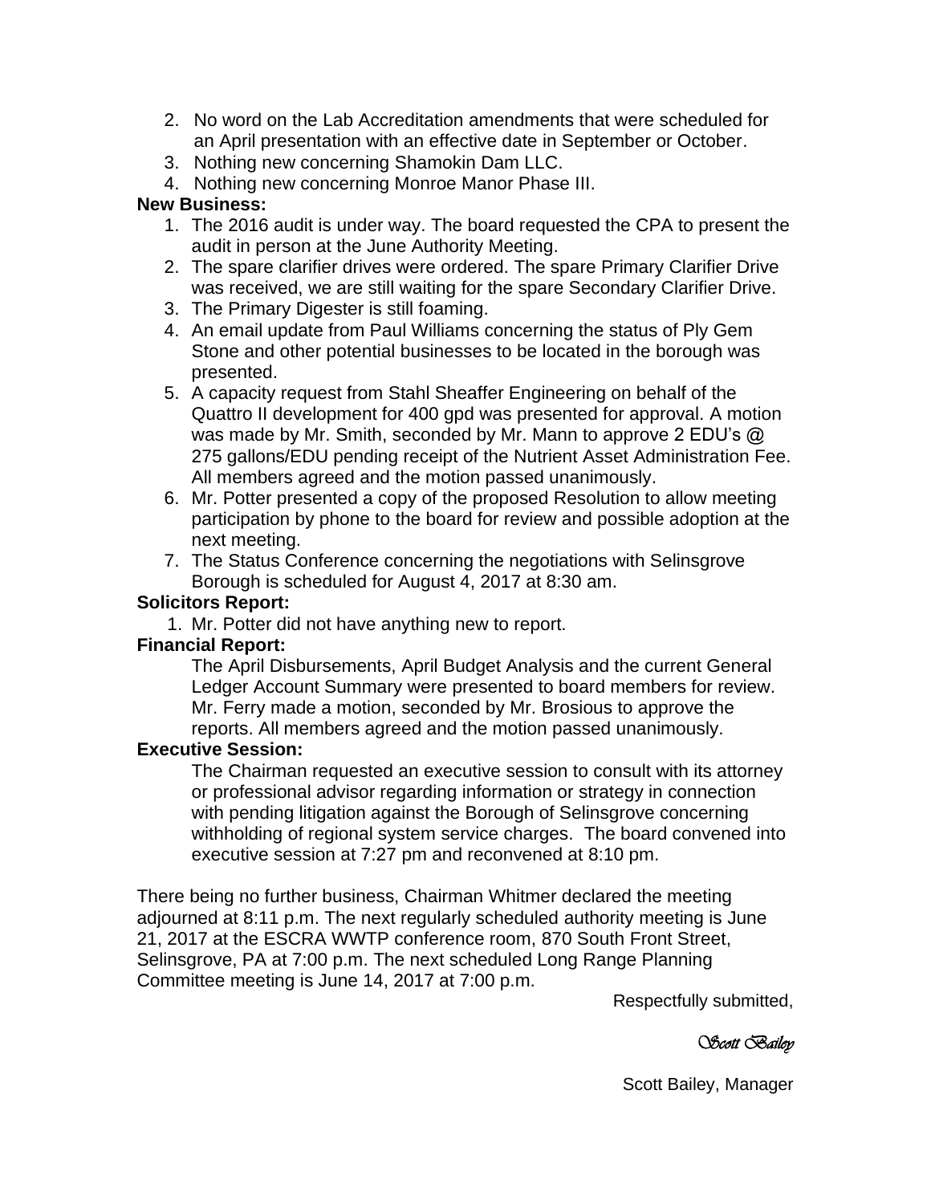2. No word on the Lab Accreditation amendments that were scheduled for an April presentation with an effective date in September or October.
3. Nothing new concerning Shamokin Dam LLC.
4. Nothing new concerning Monroe Manor Phase III.

**New Business:**

1. The 2016 audit is under way. The board requested the CPA to present the audit in person at the June Authority Meeting.
2. The spare clarifier drives were ordered. The spare Primary Clarifier Drive was received, we are still waiting for the spare Secondary Clarifier Drive.
3. The Primary Digester is still foaming.
4. An email update from Paul Williams concerning the status of Ply Gem Stone and other potential businesses to be located in the borough was presented.
5. A capacity request from Stahl Sheaffer Engineering on behalf of the Quattro II development for 400 gpd was presented for approval. A motion was made by Mr. Smith, seconded by Mr. Mann to approve 2 EDU's @ 275 gallons/EDU pending receipt of the Nutrient Asset Administration Fee. All members agreed and the motion passed unanimously.
6. Mr. Potter presented a copy of the proposed Resolution to allow meeting participation by phone to the board for review and possible adoption at the next meeting.
7. The Status Conference concerning the negotiations with Selinsgrove Borough is scheduled for August 4, 2017 at 8:30 am.

**Solicitors Report:**

1. Mr. Potter did not have anything new to report.

**Financial Report:**

The April Disbursements, April Budget Analysis and the current General Ledger Account Summary were presented to board members for review. Mr. Ferry made a motion, seconded by Mr. Brosious to approve the reports. All members agreed and the motion passed unanimously.

**Executive Session:**

The Chairman requested an executive session to consult with its attorney or professional advisor regarding information or strategy in connection with pending litigation against the Borough of Selinsgrove concerning withholding of regional system service charges. The board convened into executive session at 7:27 pm and reconvened at 8:10 pm.

There being no further business, Chairman Whitmer declared the meeting adjourned at 8:11 p.m. The next regularly scheduled authority meeting is June 21, 2017 at the ESCRA WWTP conference room, 870 South Front Street, Selinsgrove, PA at 7:00 p.m. The next scheduled Long Range Planning Committee meeting is June 14, 2017 at 7:00 p.m.

Respectfully submitted,

*Scott Bailey*

Scott Bailey, Manager